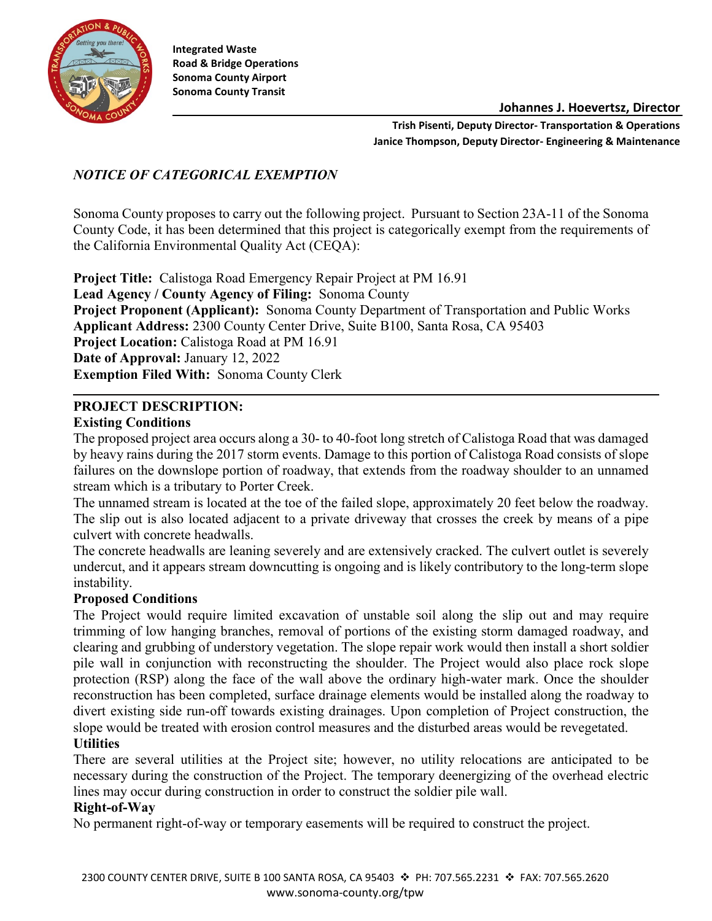Integrated Waste
Road & Bridge Operations
Sonoma County Airport
Sonoma County Transit

**Johannes J. Hoevertsz, Director**

**Trish Pisenti, Deputy Director- Transportation & Operations**
**Janice Thompson, Deputy Director- Engineering & Maintenance**

## *NOTICE OF CATEGORICAL EXEMPTION*

Sonoma County proposes to carry out the following project. Pursuant to Section 23A-11 of the Sonoma County Code, it has been determined that this project is categorically exempt from the requirements of the California Environmental Quality Act (CEQA):

**Project Title:** Calistoga Road Emergency Repair Project at PM 16.91
**Lead Agency / County Agency of Filing:** Sonoma County
**Project Proponent (Applicant):** Sonoma County Department of Transportation and Public Works
**Applicant Address:** 2300 County Center Drive, Suite B100, Santa Rosa, CA 95403
**Project Location:** Calistoga Road at PM 16.91
**Date of Approval:** January 12, 2022
**Exemption Filed With:** Sonoma County Clerk

---

### PROJECT DESCRIPTION:

**Existing Conditions**

The proposed project area occurs along a 30- to 40-foot long stretch of Calistoga Road that was damaged by heavy rains during the 2017 storm events. Damage to this portion of Calistoga Road consists of slope failures on the downslope portion of roadway, that extends from the roadway shoulder to an unnamed stream which is a tributary to Porter Creek.

The unnamed stream is located at the toe of the failed slope, approximately 20 feet below the roadway. The slip out is also located adjacent to a private driveway that crosses the creek by means of a pipe culvert with concrete headwalls.

The concrete headwalls are leaning severely and are extensively cracked. The culvert outlet is severely undercut, and it appears stream downcutting is ongoing and is likely contributory to the long-term slope instability.

**Proposed Conditions**

The Project would require limited excavation of unstable soil along the slip out and may require trimming of low hanging branches, removal of portions of the existing storm damaged roadway, and clearing and grubbing of understory vegetation. The slope repair work would then install a short soldier pile wall in conjunction with reconstructing the shoulder. The Project would also place rock slope protection (RSP) along the face of the wall above the ordinary high-water mark. Once the shoulder reconstruction has been completed, surface drainage elements would be installed along the roadway to divert existing side run-off towards existing drainages. Upon completion of Project construction, the slope would be treated with erosion control measures and the disturbed areas would be revegetated.

**Utilities**

There are several utilities at the Project site; however, no utility relocations are anticipated to be necessary during the construction of the Project. The temporary deenergizing of the overhead electric lines may occur during construction in order to construct the soldier pile wall.

**Right-of-Way**

No permanent right-of-way or temporary easements will be required to construct the project.

2300 COUNTY CENTER DRIVE, SUITE B 100 SANTA ROSA, CA 95403 ❖ PH: 707.565.2231 ❖ FAX: 707.565.2620
www.sonoma-county.org/tpw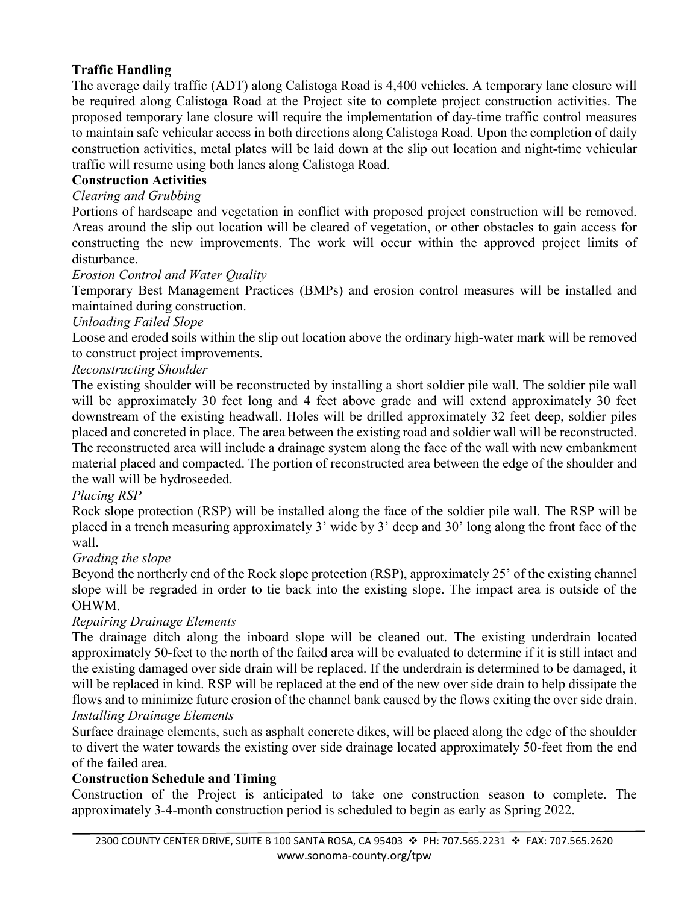**Traffic Handling**

The average daily traffic (ADT) along Calistoga Road is 4,400 vehicles. A temporary lane closure will be required along Calistoga Road at the Project site to complete project construction activities. The proposed temporary lane closure will require the implementation of day-time traffic control measures to maintain safe vehicular access in both directions along Calistoga Road. Upon the completion of daily construction activities, metal plates will be laid down at the slip out location and night-time vehicular traffic will resume using both lanes along Calistoga Road.

**Construction Activities**

*Clearing and Grubbing*

Portions of hardscape and vegetation in conflict with proposed project construction will be removed. Areas around the slip out location will be cleared of vegetation, or other obstacles to gain access for constructing the new improvements. The work will occur within the approved project limits of disturbance.

*Erosion Control and Water Quality*

Temporary Best Management Practices (BMPs) and erosion control measures will be installed and maintained during construction.

*Unloading Failed Slope*

Loose and eroded soils within the slip out location above the ordinary high-water mark will be removed to construct project improvements.

*Reconstructing Shoulder*

The existing shoulder will be reconstructed by installing a short soldier pile wall. The soldier pile wall will be approximately 30 feet long and 4 feet above grade and will extend approximately 30 feet downstream of the existing headwall. Holes will be drilled approximately 32 feet deep, soldier piles placed and concreted in place. The area between the existing road and soldier wall will be reconstructed. The reconstructed area will include a drainage system along the face of the wall with new embankment material placed and compacted. The portion of reconstructed area between the edge of the shoulder and the wall will be hydroseeded.

*Placing RSP*

Rock slope protection (RSP) will be installed along the face of the soldier pile wall. The RSP will be placed in a trench measuring approximately 3' wide by 3' deep and 30' long along the front face of the wall.

*Grading the slope*

Beyond the northerly end of the Rock slope protection (RSP), approximately 25' of the existing channel slope will be regraded in order to tie back into the existing slope. The impact area is outside of the OHWM.

*Repairing Drainage Elements*

The drainage ditch along the inboard slope will be cleaned out. The existing underdrain located approximately 50-feet to the north of the failed area will be evaluated to determine if it is still intact and the existing damaged over side drain will be replaced. If the underdrain is determined to be damaged, it will be replaced in kind. RSP will be replaced at the end of the new over side drain to help dissipate the flows and to minimize future erosion of the channel bank caused by the flows exiting the over side drain.

*Installing Drainage Elements*

Surface drainage elements, such as asphalt concrete dikes, will be placed along the edge of the shoulder to divert the water towards the existing over side drainage located approximately 50-feet from the end of the failed area.

**Construction Schedule and Timing**

Construction of the Project is anticipated to take one construction season to complete. The approximately 3-4-month construction period is scheduled to begin as early as Spring 2022.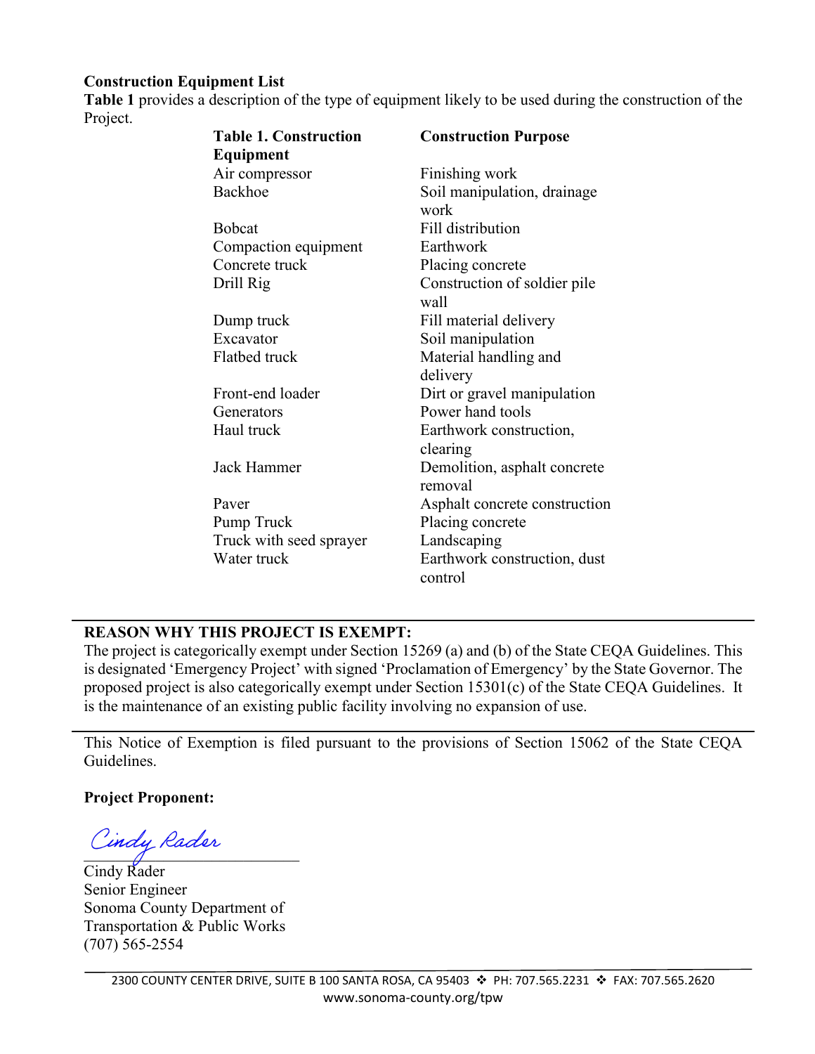**Construction Equipment List**

**Table 1** provides a description of the type of equipment likely to be used during the construction of the Project.

| Table 1. Construction Equipment | Construction Purpose |
|---|---|
| Air compressor | Finishing work |
| Backhoe | Soil manipulation, drainage work |
| Bobcat | Fill distribution |
| Compaction equipment | Earthwork |
| Concrete truck | Placing concrete |
| Drill Rig | Construction of soldier pile wall |
| Dump truck | Fill material delivery |
| Excavator | Soil manipulation |
| Flatbed truck | Material handling and delivery |
| Front-end loader | Dirt or gravel manipulation |
| Generators | Power hand tools |
| Haul truck | Earthwork construction, clearing |
| Jack Hammer | Demolition, asphalt concrete removal |
| Paver | Asphalt concrete construction |
| Pump Truck | Placing concrete |
| Truck with seed sprayer | Landscaping |
| Water truck | Earthwork construction, dust control |

---

**REASON WHY THIS PROJECT IS EXEMPT:**

The project is categorically exempt under Section 15269 (a) and (b) of the State CEQA Guidelines. This is designated 'Emergency Project' with signed 'Proclamation of Emergency' by the State Governor. The proposed project is also categorically exempt under Section 15301(c) of the State CEQA Guidelines. It is the maintenance of an existing public facility involving no expansion of use.

---

This Notice of Exemption is filed pursuant to the provisions of Section 15062 of the State CEQA Guidelines.

**Project Proponent:**

Cindy Rader

Cindy Rader
Senior Engineer
Sonoma County Department of Transportation & Public Works
(707) 565-2554

2300 COUNTY CENTER DRIVE, SUITE B 100 SANTA ROSA, CA 95403 ❖ PH: 707.565.2231 ❖ FAX: 707.565.2620
www.sonoma-county.org/tpw